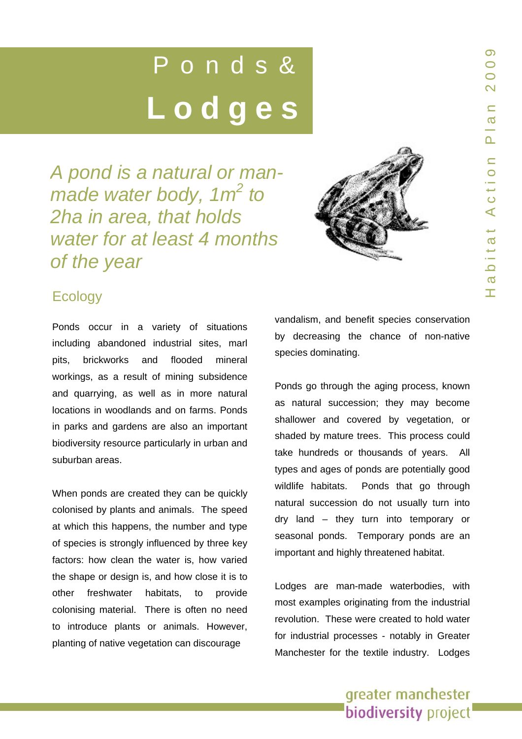# Ponds & Lodges

*A pond is a natural or man-made water body, $1m^2$ to 2ha in area, that holds water for at least 4 months of the year*

## Ecology

Ponds occur in a variety of situations including abandoned industrial sites, marl pits, brickworks and flooded mineral workings, as a result of mining subsidence and quarrying, as well as in more natural locations in woodlands and on farms. Ponds in parks and gardens are also an important biodiversity resource particularly in urban and suburban areas.

When ponds are created they can be quickly colonised by plants and animals. The speed at which this happens, the number and type of species is strongly influenced by three key factors: how clean the water is, how varied the shape or design is, and how close it is to other freshwater habitats, to provide colonising material. There is often no need to introduce plants or animals. However, planting of native vegetation can discourage vandalism, and benefit species conservation by decreasing the chance of non-native species dominating.

Ponds go through the aging process, known as natural succession; they may become shallower and covered by vegetation, or shaded by mature trees. This process could take hundreds or thousands of years. All types and ages of ponds are potentially good wildlife habitats. Ponds that go through natural succession do not usually turn into dry land – they turn into temporary or seasonal ponds. Temporary ponds are an important and highly threatened habitat.

Lodges are man-made waterbodies, with most examples originating from the industrial revolution. These were created to hold water for industrial processes - notably in Greater Manchester for the textile industry. Lodges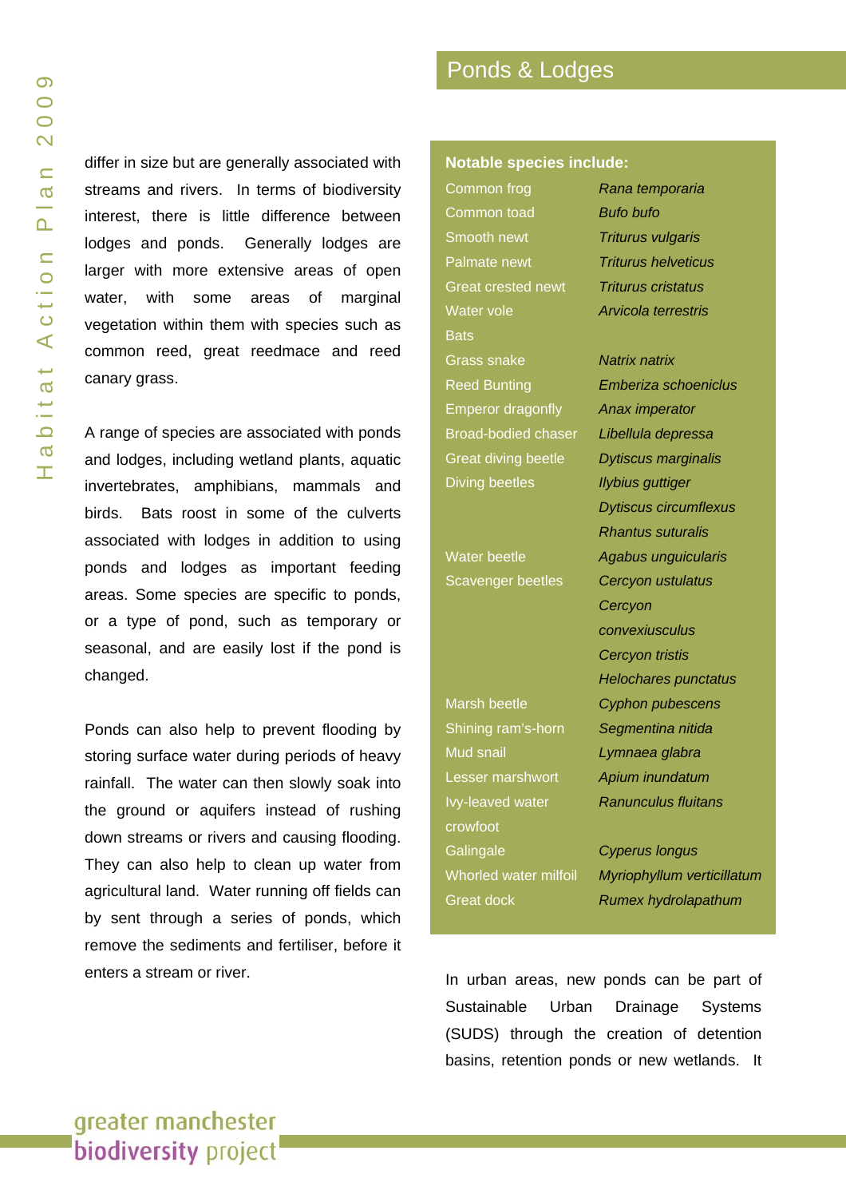differ in size but are generally associated with streams and rivers. In terms of biodiversity interest, there is little difference between lodges and ponds. Generally lodges are larger with more extensive areas of open water, with some areas of marginal vegetation within them with species such as common reed, great reedmace and reed canary grass.

A range of species are associated with ponds and lodges, including wetland plants, aquatic invertebrates, amphibians, mammals and birds. Bats roost in some of the culverts associated with lodges in addition to using ponds and lodges as important feeding areas. Some species are specific to ponds, or a type of pond, such as temporary or seasonal, and are easily lost if the pond is changed.

Ponds can also help to prevent flooding by storing surface water during periods of heavy rainfall. The water can then slowly soak into the ground or aquifers instead of rushing down streams or rivers and causing flooding. They can also help to clean up water from agricultural land. Water running off fields can by sent through a series of ponds, which remove the sediments and fertiliser, before it enters a stream or river.

**Notable species include:**

| | |
|---|---|
| Common frog | *Rana temporaria* |
| Common toad | *Bufo bufo* |
| Smooth newt | *Triturus vulgaris* |
| Palmate newt | *Triturus helveticus* |
| Great crested newt | *Triturus cristatus* |
| Water vole | *Arvicola terrestris* |
| Bats | |
| Grass snake | *Natrix natrix* |
| Reed Bunting | *Emberiza schoeniclus* |
| Emperor dragonfly | *Anax imperator* |
| Broad-bodied chaser | *Libellula depressa* |
| Great diving beetle | *Dytiscus marginalis* |
| Diving beetles | *Ilybius guttiger* |
| | *Dytiscus circumflexus* |
| | *Rhantus suturalis* |
| Water beetle | *Agabus unguicularis* |
| Scavenger beetles | *Cercyon ustulatus* |
| | *Cercyon convexiusculus* |
| | *Cercyon tristis* |
| | *Helochares punctatus* |
| Marsh beetle | *Cyphon pubescens* |
| Shining ram's-horn | *Segmentina nitida* |
| Mud snail | *Lymnaea glabra* |
| Lesser marshwort | *Apium inundatum* |
| Ivy-leaved water crowfoot | *Ranunculus fluitans* |
| Galingale | *Cyperus longus* |
| Whorled water milfoil | *Myriophyllum verticillatum* |
| Great dock | *Rumex hydrolapathum* |

In urban areas, new ponds can be part of Sustainable Urban Drainage Systems (SUDS) through the creation of detention basins, retention ponds or new wetlands. It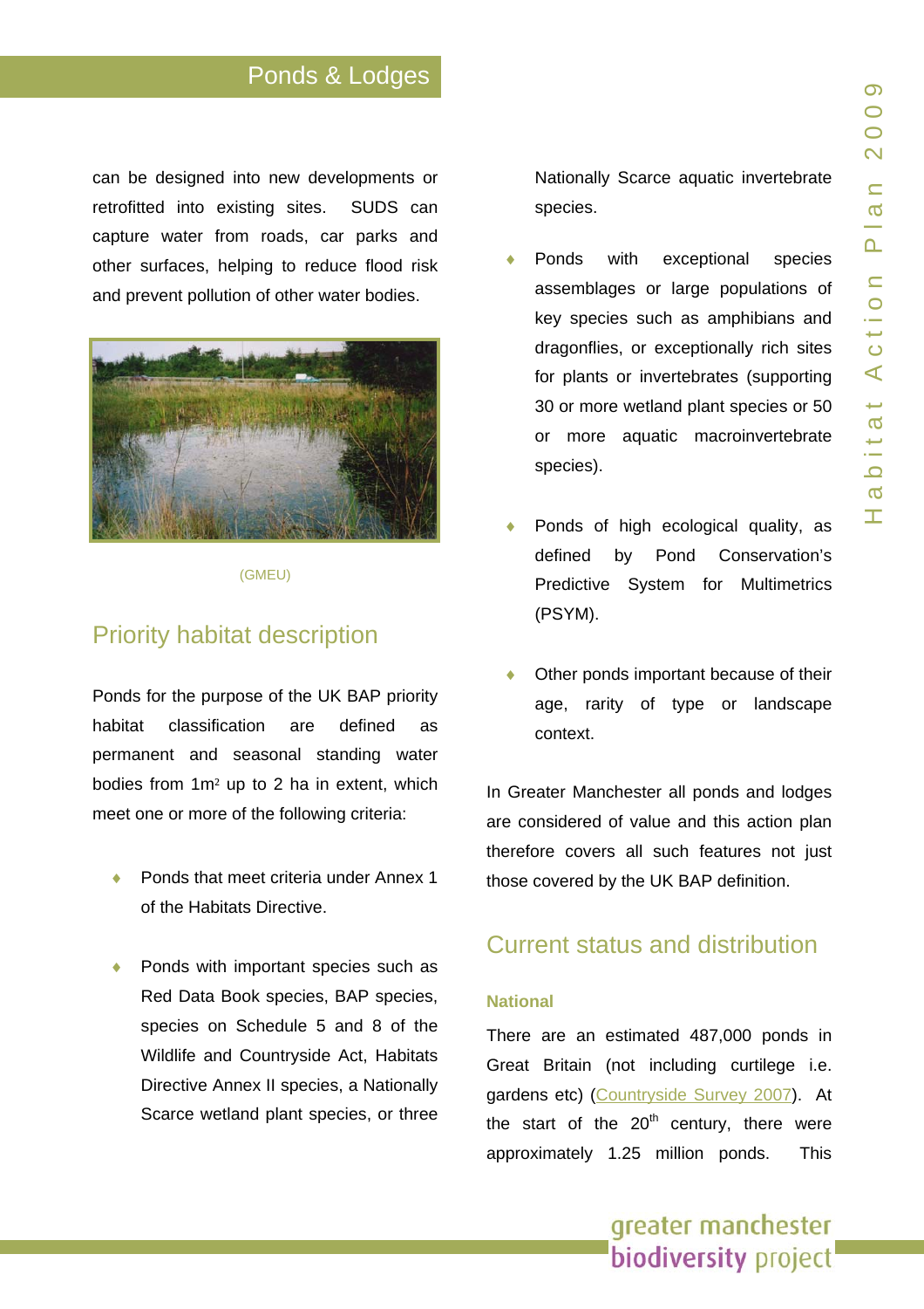can be designed into new developments or retrofitted into existing sites. SUDS can capture water from roads, car parks and other surfaces, helping to reduce flood risk and prevent pollution of other water bodies.

(GMEU)

## Priority habitat description

Ponds for the purpose of the UK BAP priority habitat classification are defined as permanent and seasonal standing water bodies from 1m$^2$ up to 2 ha in extent, which meet one or more of the following criteria:

- Ponds that meet criteria under Annex 1 of the Habitats Directive.
- Ponds with important species such as Red Data Book species, BAP species, species on Schedule 5 and 8 of the Wildlife and Countryside Act, Habitats Directive Annex II species, a Nationally Scarce wetland plant species, or three Nationally Scarce aquatic invertebrate species.
- Ponds with exceptional species assemblages or large populations of key species such as amphibians and dragonflies, or exceptionally rich sites for plants or invertebrates (supporting 30 or more wetland plant species or 50 or more aquatic macroinvertebrate species).
- Ponds of high ecological quality, as defined by Pond Conservation's Predictive System for Multimetrics (PSYM).
- Other ponds important because of their age, rarity of type or landscape context.

In Greater Manchester all ponds and lodges are considered of value and this action plan therefore covers all such features not just those covered by the UK BAP definition.

## Current status and distribution

### National

There are an estimated 487,000 ponds in Great Britain (not including curtilege i.e. gardens etc) (Countryside Survey 2007). At the start of the 20th century, there were approximately 1.25 million ponds. This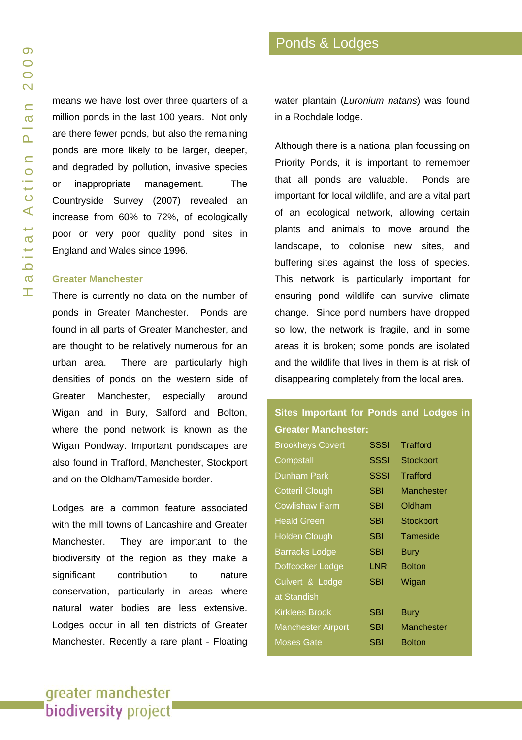means we have lost over three quarters of a million ponds in the last 100 years. Not only are there fewer ponds, but also the remaining ponds are more likely to be larger, deeper, and degraded by pollution, invasive species or inappropriate management. The Countryside Survey (2007) revealed an increase from 60% to 72%, of ecologically poor or very poor quality pond sites in England and Wales since 1996.

### Greater Manchester

There is currently no data on the number of ponds in Greater Manchester. Ponds are found in all parts of Greater Manchester, and are thought to be relatively numerous for an urban area. There are particularly high densities of ponds on the western side of Greater Manchester, especially around Wigan and in Bury, Salford and Bolton, where the pond network is known as the Wigan Pondway. Important pondscapes are also found in Trafford, Manchester, Stockport and on the Oldham/Tameside border.

Lodges are a common feature associated with the mill towns of Lancashire and Greater Manchester. They are important to the biodiversity of the region as they make a significant contribution to nature conservation, particularly in areas where natural water bodies are less extensive. Lodges occur in all ten districts of Greater Manchester. Recently a rare plant - Floating water plantain (*Luronium natans*) was found in a Rochdale lodge.

Although there is a national plan focussing on Priority Ponds, it is important to remember that all ponds are valuable. Ponds are important for local wildlife, and are a vital part of an ecological network, allowing certain plants and animals to move around the landscape, to colonise new sites, and buffering sites against the loss of species. This network is particularly important for ensuring pond wildlife can survive climate change. Since pond numbers have dropped so low, the network is fragile, and in some areas it is broken; some ponds are isolated and the wildlife that lives in them is at risk of disappearing completely from the local area.

**Sites Important for Ponds and Lodges in Greater Manchester:**

| Site | Designation | District |
|---|---|---|
| Brookheys Covert | SSSI | Trafford |
| Compstall | SSSI | Stockport |
| Dunham Park | SSSI | Trafford |
| Cotteril Clough | SBI | Manchester |
| Cowlishaw Farm | SBI | Oldham |
| Heald Green | SBI | Stockport |
| Holden Clough | SBI | Tameside |
| Barracks Lodge | SBI | Bury |
| Doffcocker Lodge | LNR | Bolton |
| Culvert & Lodge at Standish | SBI | Wigan |
| Kirklees Brook | SBI | Bury |
| Manchester Airport | SBI | Manchester |
| Moses Gate | SBI | Bolton |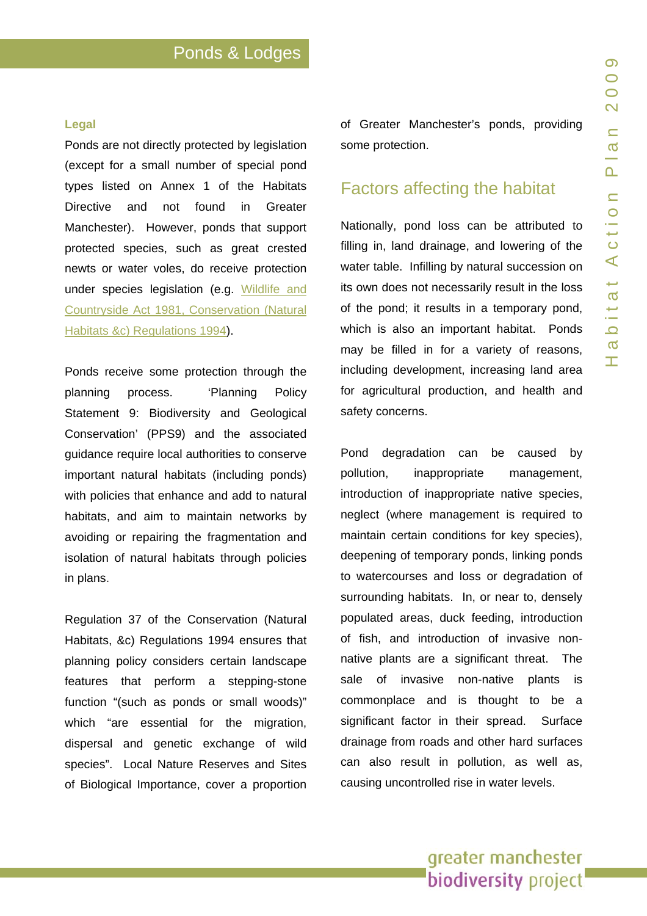### Legal

Ponds are not directly protected by legislation (except for a small number of special pond types listed on Annex 1 of the Habitats Directive and not found in Greater Manchester). However, ponds that support protected species, such as great crested newts or water voles, do receive protection under species legislation (e.g. Wildlife and Countryside Act 1981, Conservation (Natural Habitats &c) Regulations 1994).

Ponds receive some protection through the planning process. 'Planning Policy Statement 9: Biodiversity and Geological Conservation' (PPS9) and the associated guidance require local authorities to conserve important natural habitats (including ponds) with policies that enhance and add to natural habitats, and aim to maintain networks by avoiding or repairing the fragmentation and isolation of natural habitats through policies in plans.

Regulation 37 of the Conservation (Natural Habitats, &c) Regulations 1994 ensures that planning policy considers certain landscape features that perform a stepping-stone function "(such as ponds or small woods)" which "are essential for the migration, dispersal and genetic exchange of wild species". Local Nature Reserves and Sites of Biological Importance, cover a proportion of Greater Manchester's ponds, providing some protection.

## Factors affecting the habitat

Nationally, pond loss can be attributed to filling in, land drainage, and lowering of the water table. Infilling by natural succession on its own does not necessarily result in the loss of the pond; it results in a temporary pond, which is also an important habitat. Ponds may be filled in for a variety of reasons, including development, increasing land area for agricultural production, and health and safety concerns.

Pond degradation can be caused by pollution, inappropriate management, introduction of inappropriate native species, neglect (where management is required to maintain certain conditions for key species), deepening of temporary ponds, linking ponds to watercourses and loss or degradation of surrounding habitats. In, or near to, densely populated areas, duck feeding, introduction of fish, and introduction of invasive non-native plants are a significant threat. The sale of invasive non-native plants is commonplace and is thought to be a significant factor in their spread. Surface drainage from roads and other hard surfaces can also result in pollution, as well as, causing uncontrolled rise in water levels.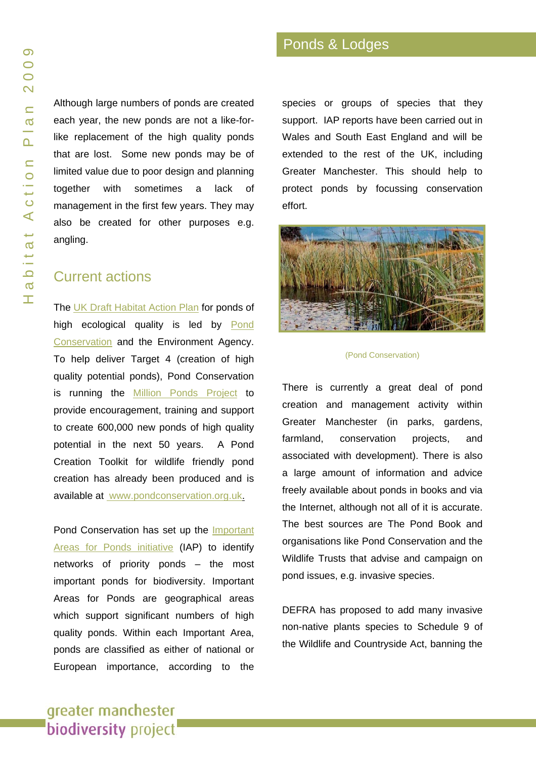Although large numbers of ponds are created each year, the new ponds are not a like-for-like replacement of the high quality ponds that are lost. Some new ponds may be of limited value due to poor design and planning together with sometimes a lack of management in the first few years. They may also be created for other purposes e.g. angling.

## Current actions

The UK Draft Habitat Action Plan for ponds of high ecological quality is led by Pond Conservation and the Environment Agency. To help deliver Target 4 (creation of high quality potential ponds), Pond Conservation is running the Million Ponds Project to provide encouragement, training and support to create 600,000 new ponds of high quality potential in the next 50 years. A Pond Creation Toolkit for wildlife friendly pond creation has already been produced and is available at www.pondconservation.org.uk.

Pond Conservation has set up the Important Areas for Ponds initiative (IAP) to identify networks of priority ponds – the most important ponds for biodiversity. Important Areas for Ponds are geographical areas which support significant numbers of high quality ponds. Within each Important Area, ponds are classified as either of national or European importance, according to the species or groups of species that they support. IAP reports have been carried out in Wales and South East England and will be extended to the rest of the UK, including Greater Manchester. This should help to protect ponds by focussing conservation effort.

(Pond Conservation)

There is currently a great deal of pond creation and management activity within Greater Manchester (in parks, gardens, farmland, conservation projects, and associated with development). There is also a large amount of information and advice freely available about ponds in books and via the Internet, although not all of it is accurate. The best sources are The Pond Book and organisations like Pond Conservation and the Wildlife Trusts that advise and campaign on pond issues, e.g. invasive species.

DEFRA has proposed to add many invasive non-native plants species to Schedule 9 of the Wildlife and Countryside Act, banning the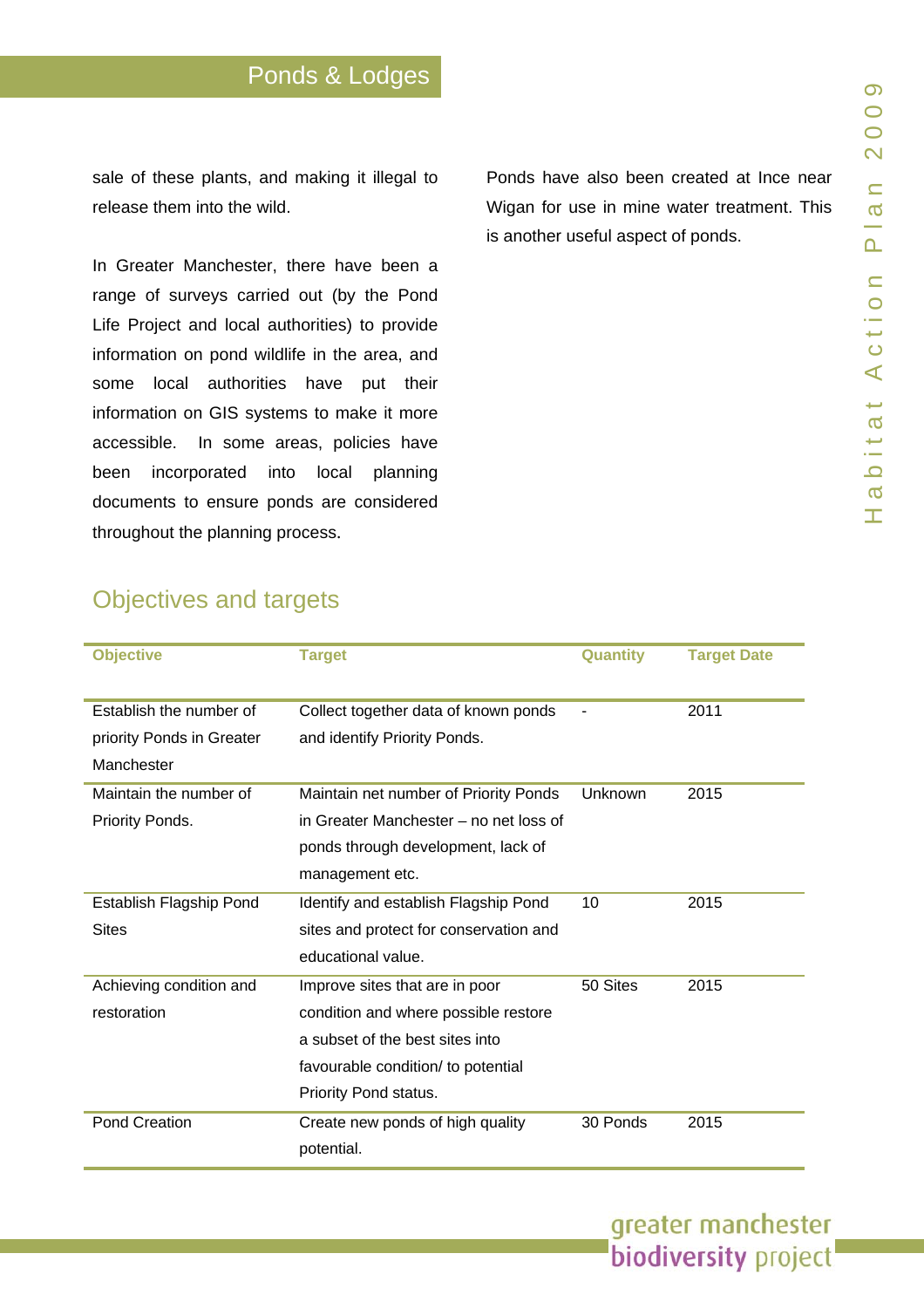sale of these plants, and making it illegal to release them into the wild.

In Greater Manchester, there have been a range of surveys carried out (by the Pond Life Project and local authorities) to provide information on pond wildlife in the area, and some local authorities have put their information on GIS systems to make it more accessible. In some areas, policies have been incorporated into local planning documents to ensure ponds are considered throughout the planning process.

Ponds have also been created at Ince near Wigan for use in mine water treatment. This is another useful aspect of ponds.

## Objectives and targets

| Objective | Target | Quantity | Target Date |
|---|---|---|---|
| Establish the number of priority Ponds in Greater Manchester | Collect together data of known ponds and identify Priority Ponds. | - | 2011 |
| Maintain the number of Priority Ponds. | Maintain net number of Priority Ponds in Greater Manchester – no net loss of ponds through development, lack of management etc. | Unknown | 2015 |
| Establish Flagship Pond Sites | Identify and establish Flagship Pond sites and protect for conservation and educational value. | 10 | 2015 |
| Achieving condition and restoration | Improve sites that are in poor condition and where possible restore a subset of the best sites into favourable condition/ to potential Priority Pond status. | 50 Sites | 2015 |
| Pond Creation | Create new ponds of high quality potential. | 30 Ponds | 2015 |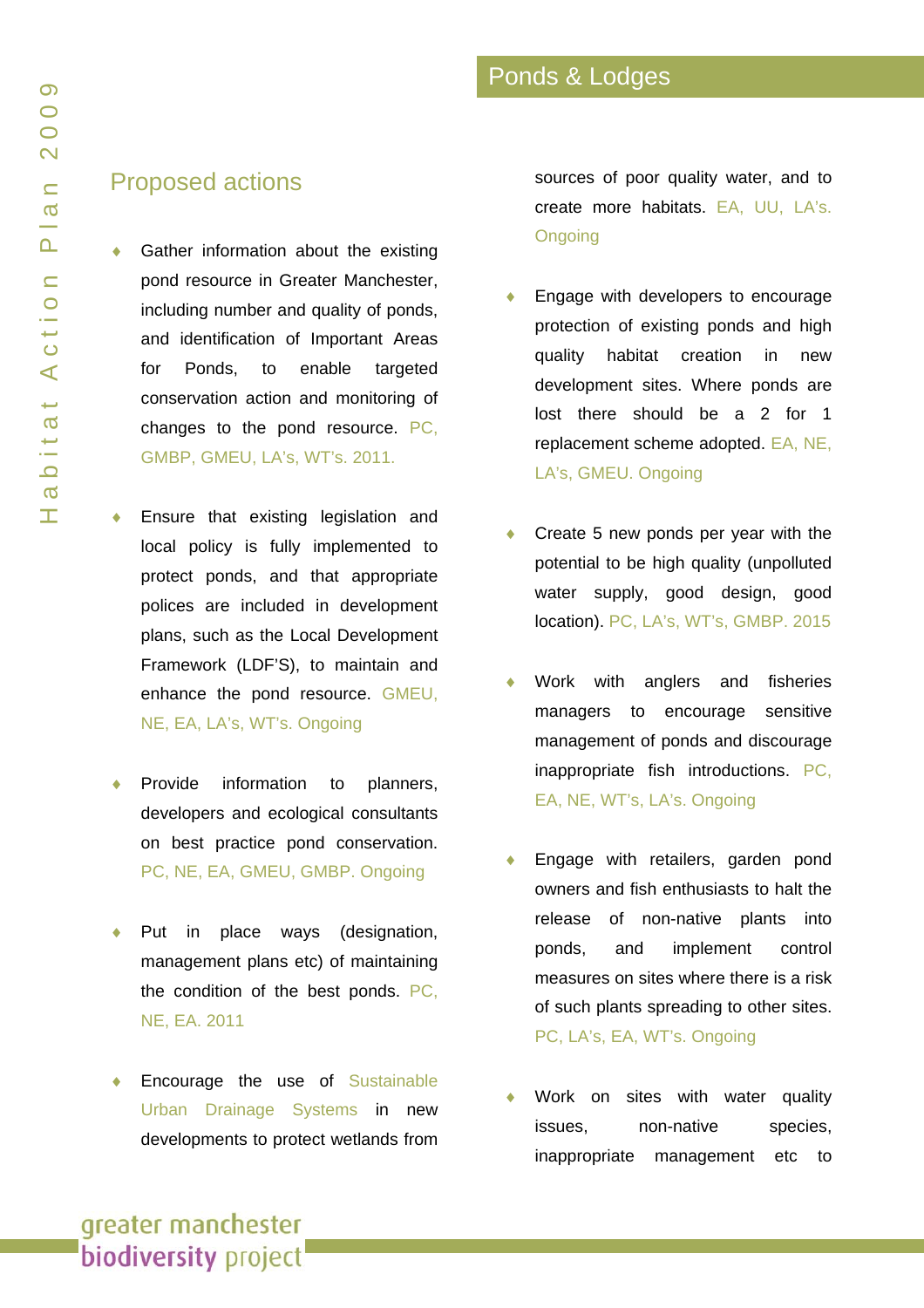## Proposed actions

- Gather information about the existing pond resource in Greater Manchester, including number and quality of ponds, and identification of Important Areas for Ponds, to enable targeted conservation action and monitoring of changes to the pond resource. PC, GMBP, GMEU, LA's, WT's. 2011.

- Ensure that existing legislation and local policy is fully implemented to protect ponds, and that appropriate polices are included in development plans, such as the Local Development Framework (LDF'S), to maintain and enhance the pond resource. GMEU, NE, EA, LA's, WT's. Ongoing

- Provide information to planners, developers and ecological consultants on best practice pond conservation. PC, NE, EA, GMEU, GMBP. Ongoing

- Put in place ways (designation, management plans etc) of maintaining the condition of the best ponds. PC, NE, EA. 2011

- Encourage the use of Sustainable Urban Drainage Systems in new developments to protect wetlands from sources of poor quality water, and to create more habitats. EA, UU, LA's. Ongoing

- Engage with developers to encourage protection of existing ponds and high quality habitat creation in new development sites. Where ponds are lost there should be a 2 for 1 replacement scheme adopted. EA, NE, LA's, GMEU. Ongoing

- Create 5 new ponds per year with the potential to be high quality (unpolluted water supply, good design, good location). PC, LA's, WT's, GMBP. 2015

- Work with anglers and fisheries managers to encourage sensitive management of ponds and discourage inappropriate fish introductions. PC, EA, NE, WT's, LA's. Ongoing

- Engage with retailers, garden pond owners and fish enthusiasts to halt the release of non-native plants into ponds, and implement control measures on sites where there is a risk of such plants spreading to other sites. PC, LA's, EA, WT's. Ongoing

- Work on sites with water quality issues, non-native species, inappropriate management etc to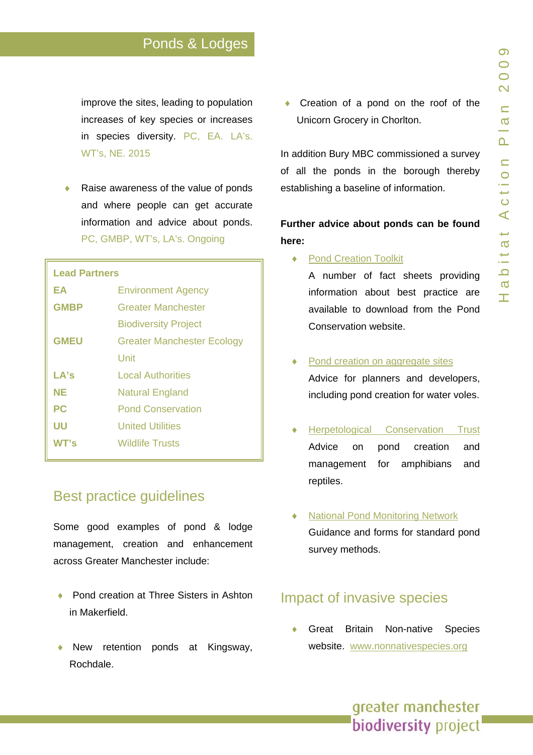improve the sites, leading to population increases of key species or increases in species diversity. PC, EA. LA's. WT's, NE. 2015

- Raise awareness of the value of ponds and where people can get accurate information and advice about ponds. PC, GMBP, WT's, LA's. Ongoing

| Lead Partners | |
|---|---|
| EA | Environment Agency |
| GMBP | Greater Manchester Biodiversity Project |
| GMEU | Greater Manchester Ecology Unit |
| LA's | Local Authorities |
| NE | Natural England |
| PC | Pond Conservation |
| UU | United Utilities |
| WT's | Wildlife Trusts |

## Best practice guidelines

Some good examples of pond & lodge management, creation and enhancement across Greater Manchester include:

- Pond creation at Three Sisters in Ashton in Makerfield.
- New retention ponds at Kingsway, Rochdale.
- Creation of a pond on the roof of the Unicorn Grocery in Chorlton.

In addition Bury MBC commissioned a survey of all the ponds in the borough thereby establishing a baseline of information.

**Further advice about ponds can be found here:**

- Pond Creation Toolkit
  A number of fact sheets providing information about best practice are available to download from the Pond Conservation website.
- Pond creation on aggregate sites
  Advice for planners and developers, including pond creation for water voles.
- Herpetological Conservation Trust
  Advice on pond creation and management for amphibians and reptiles.
- National Pond Monitoring Network
  Guidance and forms for standard pond survey methods.

## Impact of invasive species

- Great Britain Non-native Species website. www.nonnativespecies.org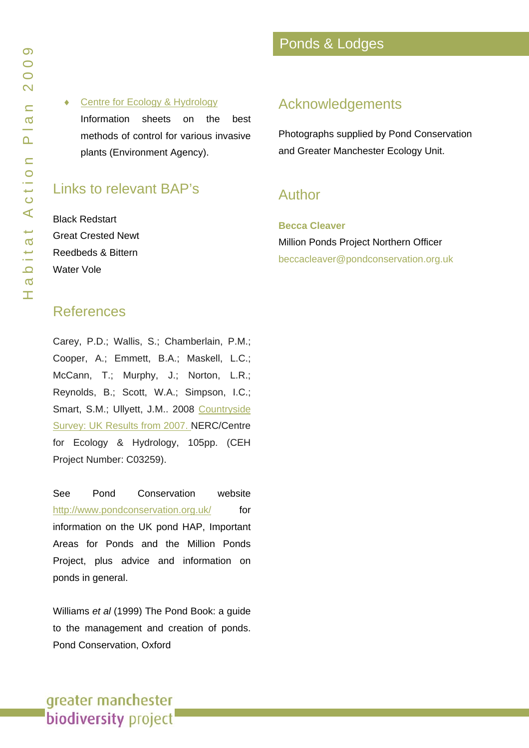- Centre for Ecology & Hydrology
  Information sheets on the best methods of control for various invasive plants (Environment Agency).

## Links to relevant BAP's

Black Redstart
Great Crested Newt
Reedbeds & Bittern
Water Vole

## References

Carey, P.D.; Wallis, S.; Chamberlain, P.M.; Cooper, A.; Emmett, B.A.; Maskell, L.C.; McCann, T.; Murphy, J.; Norton, L.R.; Reynolds, B.; Scott, W.A.; Simpson, I.C.; Smart, S.M.; Ullyett, J.M.. 2008 Countryside Survey: UK Results from 2007. NERC/Centre for Ecology & Hydrology, 105pp. (CEH Project Number: C03259).

See Pond Conservation website http://www.pondconservation.org.uk/ for information on the UK pond HAP, Important Areas for Ponds and the Million Ponds Project, plus advice and information on ponds in general.

Williams *et al* (1999) The Pond Book: a guide to the management and creation of ponds. Pond Conservation, Oxford

## Acknowledgements

Photographs supplied by Pond Conservation and Greater Manchester Ecology Unit.

## Author

**Becca Cleaver**
Million Ponds Project Northern Officer
beccacleaver@pondconservation.org.uk